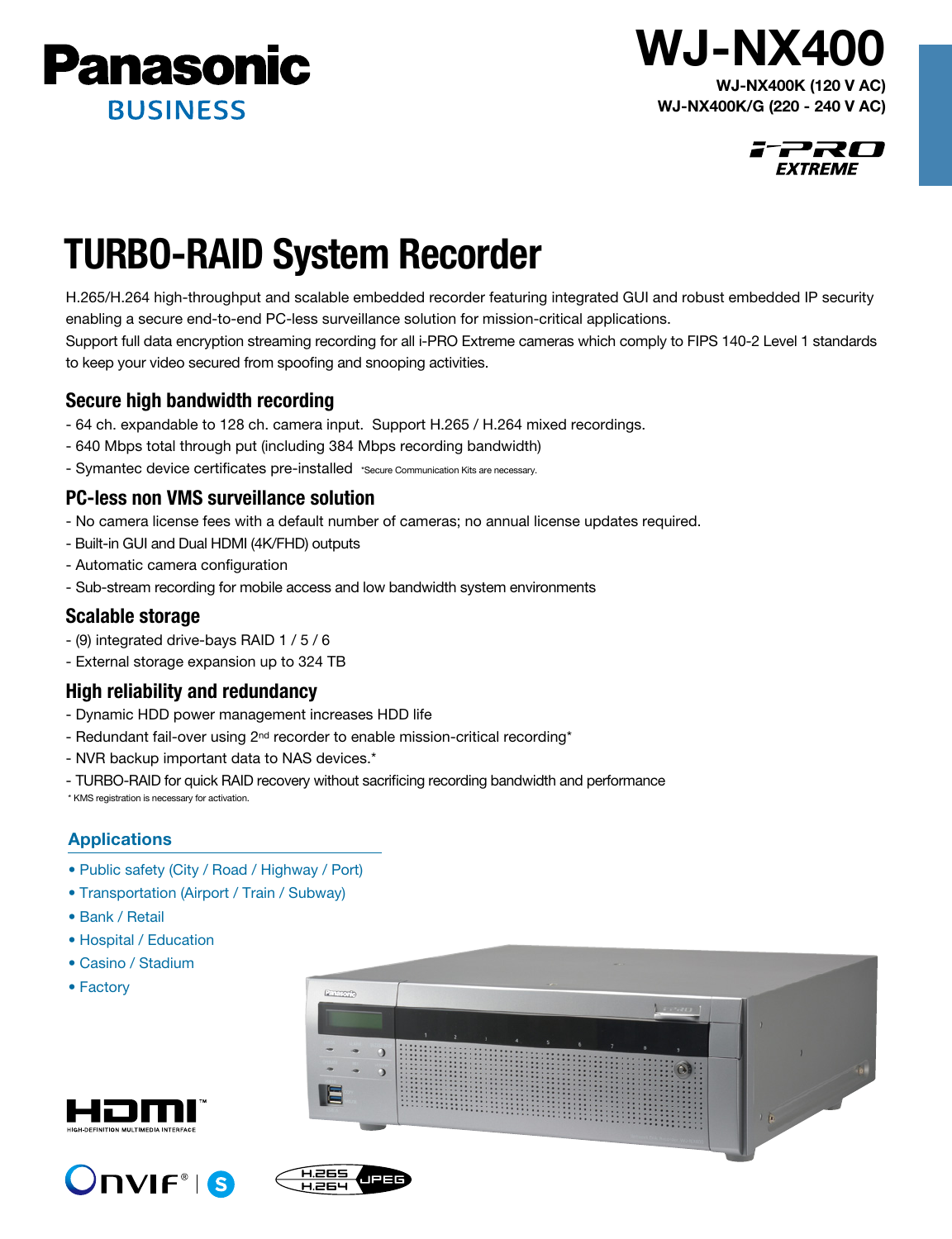Panasonic BUSINESS

# WJ-NX400

**WJ-NX400K (120 V AC)**
**WJ-NX400K/G (220 - 240 V AC)**

i-PRO EXTREME

# TURBO-RAID System Recorder

H.265/H.264 high-throughput and scalable embedded recorder featuring integrated GUI and robust embedded IP security enabling a secure end-to-end PC-less surveillance solution for mission-critical applications.
Support full data encryption streaming recording for all i-PRO Extreme cameras which comply to FIPS 140-2 Level 1 standards to keep your video secured from spoofing and snooping activities.

## Secure high bandwidth recording

- 64 ch. expandable to 128 ch. camera input. Support H.265 / H.264 mixed recordings.
- 640 Mbps total through put (including 384 Mbps recording bandwidth)
- Symantec device certificates pre-installed *Secure Communication Kits are necessary.

## PC-less non VMS surveillance solution

- No camera license fees with a default number of cameras; no annual license updates required.
- Built-in GUI and Dual HDMI (4K/FHD) outputs
- Automatic camera configuration
- Sub-stream recording for mobile access and low bandwidth system environments

## Scalable storage

- (9) integrated drive-bays RAID 1 / 5 / 6
- External storage expansion up to 324 TB

## High reliability and redundancy

- Dynamic HDD power management increases HDD life
- Redundant fail-over using 2nd recorder to enable mission-critical recording*
- NVR backup important data to NAS devices.*
- TURBO-RAID for quick RAID recovery without sacrificing recording bandwidth and performance

\* KMS registration is necessary for activation.

## Applications

- Public safety (City / Road / Highway / Port)
- Transportation (Airport / Train / Subway)
- Bank / Retail
- Hospital / Education
- Casino / Stadium
- Factory

HDMI HIGH-DEFINITION MULTIMEDIA INTERFACE

ONVIF® | S

H.265 H.264 JPEG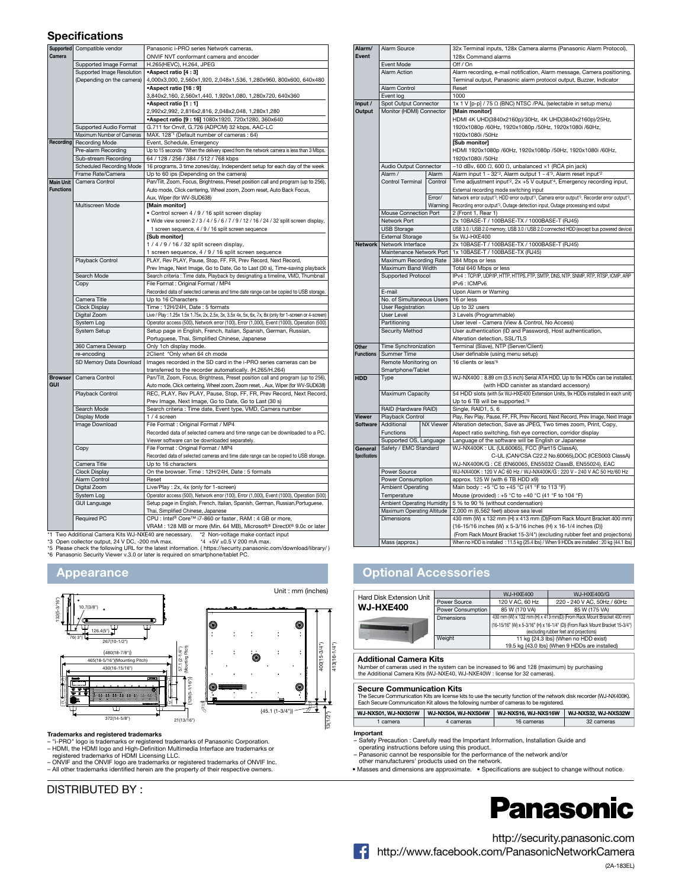## Specifications

| | | |
|---|---|---|
| Supported Camera | Compatible vendor | Panasonic i-PRO series Network cameras, ONVIF NVT conformant camera and encoder |
| | Supported Image Format | H.265(HEVC), H.264, JPEG |
| | Supported Image Resolution (Depending on the camera) | •Aspect ratio [4 : 3] 4,000x3,000, 2,560x1,920, 2,048x1,536, 1,280x960, 800x600, 640x480 •Aspect ratio [16 : 9] 3,840x2,160, 2,560x1,440, 1,920x1,080, 1,280x720, 640x360 •Aspect ratio [1 : 1] 2,992x2,992, 2,816x2,816, 2,048x2,048, 1,280x1,280 •Aspect ratio [9 : 16] 1080x1920, 720x1280, 360x640 |
| | Supported Audio Format | G.711 for Onvif, G.726 (ADPCM) 32 kbps, AAC-LC |
| | Maximum Number of Cameras | MAX. 128*1 (Default number of cameras : 64) |
| Recording | Recording Mode | Event, Schedule, Emergency |
| | Pre-alarm Recording | Up to 15 seconds *When the delivery speed from the network camera is less than 3 Mbps. |
| | Sub-stream Recording | 64 / 128 / 256 / 384 / 512 / 768 kbps |
| | Scheduled Recording Mode | 16 programs, 3 time zones/day, Independent setup for each day of the week |
| | Frame Rate/Camera | Up to 60 ips (Depending on the camera) |
| Main Unit Functions | Camera Control | Pan/Tilt, Zoom, Focus, Brightness, Preset position call and program (up to 256), Auto mode, Click centering, Wheel zoom, Zoom reset, Auto Back Focus, Aux, Wiper (for WV-SUD638) |
| | Multiscreen Mode | [Main monitor] • Control screen 4 / 9 / 16 split screen display • Wide view screen 2 / 3 / 4 / 5 / 6 / 7 / 9 / 12 / 16 / 24 / 32 split screen display, 1 screen sequence, 4 / 9 / 16 split screen sequence [Sub monitor] 1 / 4 / 9 / 16 / 32 split screen display, 1 screen sequence, 4 / 9 / 16 split screen sequence |
| | Playback Control | PLAY, Rev PLAY, Pause, Stop, FF, FR, Prev Record, Next Record, Prev Image, Next Image, Go to Date, Go to Last (30 s), Time-saving playback |
| | Search Mode | Search criteria : Time date, Playback by designating a timeline, VMD, Thumbnail |
| | Copy | File Format : Original Format / MP4 Recorded data of selected cameras and time date range can be copied to USB storage. |
| | Camera Title | Up to 16 Characters |
| | Clock Display | Time : 12H/24H, Date : 5 formats |
| | Digital Zoom | Live / Play : 1.25x 1.5x 1.75x, 2x, 2.5x, 3x, 3.5x 4x, 5x, 6x, 7x, 8x (only for 1-screen or 4-screen) |
| | System Log | Operator access (500), Network error (100), Error (1,000), Event (1000), Operation (500) |
| | System Setup | Setup page in English, French, Italian, Spanish, German, Russian, Portuguese, Thai, Simplified Chinese, Japanese |
| | 360 Camera Dewarp | Only 1ch display mode. |
| | re-encoding | 2Client *Only when 64 ch mode |
| | SD Memory Data Download | Images recorded in the SD card in the i-PRO series cameras can be transferred to the recorder automatically. (H.265/H.264) |
| Browser GUI | Camera Control | Pan/Tilt, Zoom, Focus, Brightness, Preset position call and program (up to 256), Auto mode, Click centering, Wheel zoom, Zoom reset, , Aux, Wiper (for WV-SUD638) |
| | Playback Control | REC, PLAY, Rev PLAY, Pause, Stop, FF, FR, Prev Record, Next Record, Prev Image, Next Image, Go to Date, Go to Last (30 s) |
| | Search Mode | Search criteria : Time date, Event type, VMD, Camera number |
| | Display Mode | 1 / 4 screen |
| | Image Download | File Format : Original Format / MP4 Recorded data of selected camera and time date range can be downloaded to a PC. Viewer software can be downloaded separately. |
| | Copy | File Format : Original Format / MP4 Recorded data of selected cameras and time date range can be copied to USB storage. |
| | Camera Title | Up to 16 characters |
| | Clock Display | On the browser. Time : 12H/24H, Date : 5 formats |
| | Alarm Control | Reset |
| | Digital Zoom | Live/Play : 2x, 4x (only for 1-screen) |
| | System Log | Operator access (500), Network error (100), Error (1,000), Event (1000), Operation (500) |
| | GUI Language | Setup page in English, French, Italian, Spanish, German, Russian,Portuguese, Thai, Simplified Chinese, Japanese |
| | Required PC | CPU : Intel® Core™ i7-860 or faster , RAM : 4 GB or more, VRAM : 128 MB or more (Min. 64 MB), Microsoft® DirectX® 9.0c or later |

*1 Two Additional Camera Kits WJ-NXE40 are necessary. *2 Non-voltage make contact input
*3 Open collector output, 24 V DC, -200 mA max. *4 +5V ±0.5 V 200 mA max.
*5 Please check the following URL for the latest information. ( https://security.panasonic.com/download/library/ )
*6 Panasonic Security Viewer v.3.0 or later is required on smartphone/tablet PC.

| | | | |
|---|---|---|---|
| Alarm/ Event | Alarm Source | | 32x Terminal inputs, 128x Camera alarms (Panasonic Alarm Protocol), 128x Command alarms |
| | Event Mode | | Off / On |
| | Alarm Action | | Alarm recording, e-mail notification, Alarm message, Camera positioning, Terminal output, Panasonic alarm protocol output, Buzzer, Indicator |
| | Alarm Control | | Reset |
| | Event log | | 1000 |
| Input / Output | Spot Output Connector | | 1x 1 V [p-p] / 75 Ω (BNC) NTSC /PAL (selectable in setup menu) |
| | Monitor (HDMI) Connector | | [Main monitor] HDMI 4K UHD(3840x2160p)/30Hz, 4K UHD(3840x2160p)/25Hz, 1920x1080p /60Hz, 1920x1080p /50Hz, 1920x1080i /60Hz, 1920x1080i /50Hz [Sub monitor] HDMI 1920x1080p /60Hz, 1920x1080p /50Hz, 1920x1080i /60Hz, 1920x1080i /50Hz |
| | Audio Output Connector | | –10 dBv, 600 Ω, 600 Ω, unbalanced ×1 (RCA pin jack) |
| | Alarm / Control Terminal | Alarm | Alarm input 1 - 32*2, Alarm output 1 - 4*3, Alarm reset input*2 |
| | | Control | Time adjustment input*2, 2x +5 V output*4, Emergency recording input, External recording mode switching input |
| | | Error/ Warning | Network error output*3, HDD error output*3, Camera error output*3, Recorder error output*3, Recording error output*3, Outage detection input, Outage processing end output |
| | Mouse Connection Port | | 2 (Front 1, Rear 1) |
| | Network Port | | 2x 10BASE-T / 100BASE-TX / 1000BASE-T (RJ45) |
| | USB Storage | | USB 3.0 / USB 2.0 memory, USB 3.0 / USB 2.0 connected HDD (except bus powered device) |
| | External Storage | | 5x WJ-HXE400 |
| Network | Network Interface | | 2x 10BASE-T / 100BASE-TX / 1000BASE-T (RJ45) |
| | Maintenance Network Port | | 1x 10BASE-T / 100BASE-TX (RJ45) |
| | Maximum Recording Rate | | 384 Mbps or less |
| | Maximum Band Width | | Total 640 Mbps or less |
| | Supported Protocol | | IPv4 : TCP/IP, UDP/IP, HTTP, HTTPS, FTP, SMTP, DNS, NTP, SNMP, RTP, RTSP, ICMP, ARP IPv6 : ICMPv6 |
| | E-mail | | Upon Alarm or Warning |
| | No. of Simultaneous Users | | 16 or less |
| | User Registration | | Up to 32 users |
| | User Level | | 3 Levels (Programmable) |
| | Partitioning | | User level - Camera (View & Control, No Access) |
| | Security Method | | User authentication (ID and Password), Host authentication, Alteration detection, SSL/TLS |
| Other Functions | Time Synchronization | | Terminal (Slave), NTP (Server/Client) |
| | Summer Time | | User definable (using menu setup) |
| | Remote Monitoring on Smartphone/Tablet | | 16 clients or less*6 |
| HDD | Type | | WJ-NX400 : 8.89 cm (3.5 inch) Serial ATA HDD, Up to 9x HDDs can be installed. (with HDD canister as standard accessory) |
| | Maximum Capacity | | 54 HDD slots (with 5x WJ-HXE400 Extension Units, 9x HDDs installed in each unit) Up to 6 TB will be supported.*5 |
| | RAID (Hardware RAID) | | Single, RAID1, 5, 6 |
| Viewer Software | Playback Control | | Play, Rev Play, Pause, FF, FR, Prev Record, Next Record, Prev Image, Next Image |
| | Additional Functions | NX Viewer | Alteration detection, Save as JPEG, Two times zoom, Print, Copy, Aspect ratio switching, fish eye correction, corridor display |
| | Supported OS, Language | | Language of the software will be English or Japanese |
| General Specifications | Safety / EMC Standard | | WJ-NX400K : UL (UL60065), FCC (Part15 ClassA), C-UL (CAN/CSA C22.2 No.60065),DOC (ICES003 ClassA) WJ-NX400K/G : CE (EN60065, EN55032 ClassB, EN55024), EAC |
| | Power Source | | WJ-NX400K : 120 V AC 60 Hz / WJ-NX400K/G : 220 V - 240 V AC 50 Hz/60 Hz |
| | Power Consumption | | approx. 125 W (with 6 TB HDD x9) |
| | Ambient Operating Temperature | | Main body : +5 °C to +45 °C (41 °F to 113 °F) Mouse (provided) : +5 °C to +40 °C (41 °F to 104 °F) |
| | Ambient Operating Humidity | | 5 % to 90 % (without condensation) |
| | Maximum Operating Altitude | | 2,000 m (6,562 feet) above sea level |
| | Dimensions | | 430 mm (W) x 132 mm (H) x 413 mm (D)(From Rack Mount Bracket 400 mm) {16-15/16 inches (W) x 5-3/16 inches (H) x 16-1/4 inches (D)} (From Rack Mount Bracket 15-3/4") (excluding rubber feet and projections) |
| | Mass (approx.) | | When no HDD is installed : 11.5 kg {25.4 lbs} / When 9 HDDs are installed : 20 kg {44.1 lbs} |

## Appearance

Unit : mm (inches)

132(5-3/16")
10.7(3/8")
126.4(5")
76(3")
267(10-1/2")
{480(18-7/8")}
465(18-5/16")(Mounting Pitch)
430(16-15/16")
57.1 (2-1/4") (Mounting Pitch)
128(5-1/16")
372(14-5/8")
21(13/16")
400(15-3/4")
413(16-1/4")
{45.1 (1-3/4")}
13(1/2")

**Trademarks and registered trademarks**
– "i-PRO" logo is trademarks or registered trademarks of Panasonic Corporation.
– HDMI, the HDMI logo and High-Definition Multimedia Interface are trademarks or registered trademarks of HDMI Licensing LLC.
– ONVIF and the ONVIF logo are trademarks or registered trademarks of ONVIF Inc.
– All other trademarks identified herein are the property of their respective owners.

## Optional Accessories

**Hard Disk Extension Unit WJ-HXE400**

| | WJ-HXE400 | WJ-HXE400/G |
|---|---|---|
| Power Source | 120 V AC, 60 Hz | 220 - 240 V AC, 50Hz / 60Hz |
| Power Consumption | 85 W (170 VA) | 85 W (175 VA) |
| Dimensions | 430 mm (W) x 132 mm (H) x 413 mm(D) (From Rack Mount Bracket 400 mm) {16-15/16" (W) x 5-3/16" (H) x 16-1/4" (D)} (From Rack Mount Bracket 15-3/4") (excluding rubber feet and projections) | |
| Weight | 11 kg {24.3 lbs} (When no HDD exist) 19.5 kg {43.0 lbs} (When 9 HDDs are installed) | |

**Additional Camera Kits**
Number of cameras used in the system can be increased to 96 and 128 (maximum) by purchasing the Additional Camera Kits (WJ-NXE40, WJ-NXE40W : license for 32 cameras).

**Secure Communication Kits**
The Secure Communication Kits are license kits to use the security function of the network disk recorder (WJ-NX400K). Each Secure Communication Kit allows the following number of cameras to be registered.

| WJ-NXS01, WJ-NXS01W | WJ-NXS04, WJ-NXS04W | WJ-NXS16, WJ-NXS16W | WJ-NXS32, WJ-NXS32W |
|---|---|---|---|
| 1 camera | 4 cameras | 16 cameras | 32 cameras |

**Important**
– Safety Precaution : Carefully read the Important Information, Installation Guide and operating instructions before using this product.
– Panasonic cannot be responsible for the performance of the network and/or other manufacturers' products used on the network.
• Masses and dimensions are approximate. • Specifications are subject to change without notice.

DISTRIBUTED BY :

Panasonic

http://security.panasonic.com
http://www.facebook.com/PanasonicNetworkCamera

(2A-183EL)